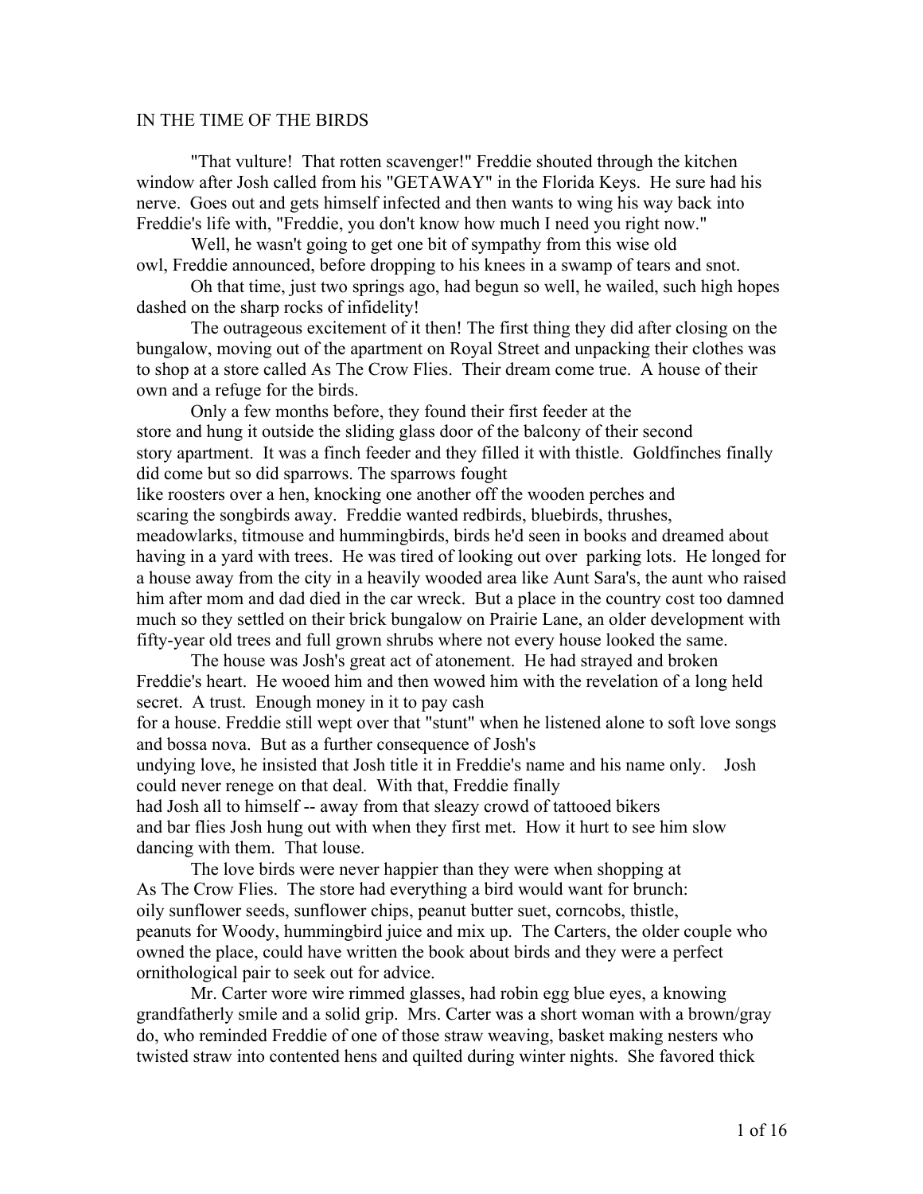# IN THE TIME OF THE BIRDS

"That vulture! That rotten scavenger!" Freddie shouted through the kitchen window after Josh called from his "GETAWAY" in the Florida Keys. He sure had his nerve. Goes out and gets himself infected and then wants to wing his way back into Freddie's life with, "Freddie, you don't know how much I need you right now."

Well, he wasn't going to get one bit of sympathy from this wise old owl, Freddie announced, before dropping to his knees in a swamp of tears and snot.

Oh that time, just two springs ago, had begun so well, he wailed, such high hopes dashed on the sharp rocks of infidelity!

The outrageous excitement of it then! The first thing they did after closing on the bungalow, moving out of the apartment on Royal Street and unpacking their clothes was to shop at a store called As The Crow Flies. Their dream come true. A house of their own and a refuge for the birds.

Only a few months before, they found their first feeder at the store and hung it outside the sliding glass door of the balcony of their second story apartment. It was a finch feeder and they filled it with thistle. Goldfinches finally did come but so did sparrows. The sparrows fought like roosters over a hen, knocking one another off the wooden perches and scaring the songbirds away. Freddie wanted redbirds, bluebirds, thrushes, meadowlarks, titmouse and hummingbirds, birds he'd seen in books and dreamed about having in a yard with trees. He was tired of looking out over parking lots. He longed for a house away from the city in a heavily wooded area like Aunt Sara's, the aunt who raised him after mom and dad died in the car wreck. But a place in the country cost too damned much so they settled on their brick bungalow on Prairie Lane, an older development with fifty-year old trees and full grown shrubs where not every house looked the same.

The house was Josh's great act of atonement. He had strayed and broken Freddie's heart. He wooed him and then wowed him with the revelation of a long held secret. A trust. Enough money in it to pay cash for a house. Freddie still wept over that "stunt" when he listened alone to soft love songs and bossa nova. But as a further consequence of Josh's undying love, he insisted that Josh title it in Freddie's name and his name only. Josh could never renege on that deal. With that, Freddie finally had Josh all to himself -- away from that sleazy crowd of tattooed bikers and bar flies Josh hung out with when they first met. How it hurt to see him slow dancing with them. That louse.

The love birds were never happier than they were when shopping at As The Crow Flies. The store had everything a bird would want for brunch: oily sunflower seeds, sunflower chips, peanut butter suet, corncobs, thistle, peanuts for Woody, hummingbird juice and mix up. The Carters, the older couple who owned the place, could have written the book about birds and they were a perfect ornithological pair to seek out for advice.

Mr. Carter wore wire rimmed glasses, had robin egg blue eyes, a knowing grandfatherly smile and a solid grip. Mrs. Carter was a short woman with a brown/gray do, who reminded Freddie of one of those straw weaving, basket making nesters who twisted straw into contented hens and quilted during winter nights. She favored thick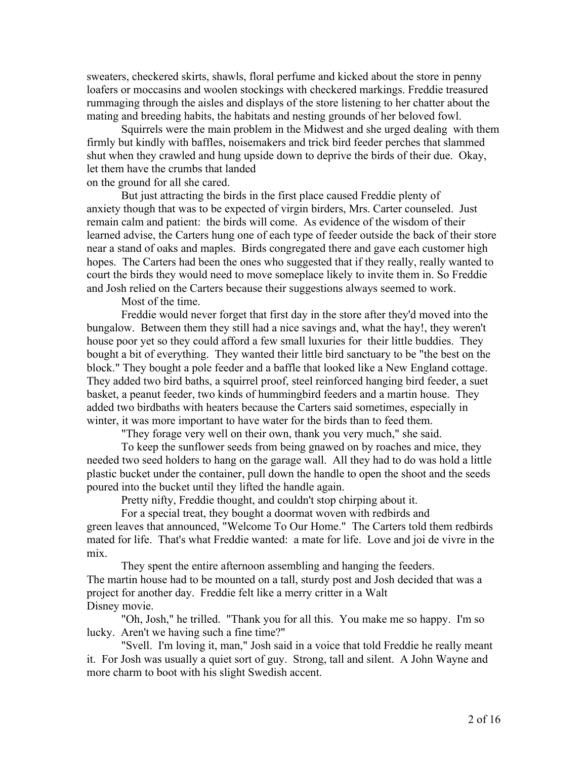sweaters, checkered skirts, shawls, floral perfume and kicked about the store in penny loafers or moccasins and woolen stockings with checkered markings. Freddie treasured rummaging through the aisles and displays of the store listening to her chatter about the mating and breeding habits, the habitats and nesting grounds of her beloved fowl.

Squirrels were the main problem in the Midwest and she urged dealing with them firmly but kindly with baffles, noisemakers and trick bird feeder perches that slammed shut when they crawled and hung upside down to deprive the birds of their due. Okay, let them have the crumbs that landed on the ground for all she cared.

But just attracting the birds in the first place caused Freddie plenty of anxiety though that was to be expected of virgin birders, Mrs. Carter counseled. Just remain calm and patient: the birds will come. As evidence of the wisdom of their learned advise, the Carters hung one of each type of feeder outside the back of their store near a stand of oaks and maples. Birds congregated there and gave each customer high hopes. The Carters had been the ones who suggested that if they really, really wanted to court the birds they would need to move someplace likely to invite them in. So Freddie and Josh relied on the Carters because their suggestions always seemed to work.

Most of the time.

Freddie would never forget that first day in the store after they'd moved into the bungalow. Between them they still had a nice savings and, what the hay!, they weren't house poor yet so they could afford a few small luxuries for their little buddies. They bought a bit of everything. They wanted their little bird sanctuary to be "the best on the block." They bought a pole feeder and a baffle that looked like a New England cottage. They added two bird baths, a squirrel proof, steel reinforced hanging bird feeder, a suet basket, a peanut feeder, two kinds of hummingbird feeders and a martin house. They added two birdbaths with heaters because the Carters said sometimes, especially in winter, it was more important to have water for the birds than to feed them.

"They forage very well on their own, thank you very much," she said.

To keep the sunflower seeds from being gnawed on by roaches and mice, they needed two seed holders to hang on the garage wall. All they had to do was hold a little plastic bucket under the container, pull down the handle to open the shoot and the seeds poured into the bucket until they lifted the handle again.

Pretty nifty, Freddie thought, and couldn't stop chirping about it.

For a special treat, they bought a doormat woven with redbirds and green leaves that announced, "Welcome To Our Home." The Carters told them redbirds mated for life. That's what Freddie wanted: a mate for life. Love and joi de vivre in the mix.

They spent the entire afternoon assembling and hanging the feeders. The martin house had to be mounted on a tall, sturdy post and Josh decided that was a project for another day. Freddie felt like a merry critter in a Walt Disney movie.

"Oh, Josh," he trilled. "Thank you for all this. You make me so happy. I'm so lucky. Aren't we having such a fine time?"

"Svell. I'm loving it, man," Josh said in a voice that told Freddie he really meant it. For Josh was usually a quiet sort of guy. Strong, tall and silent. A John Wayne and more charm to boot with his slight Swedish accent.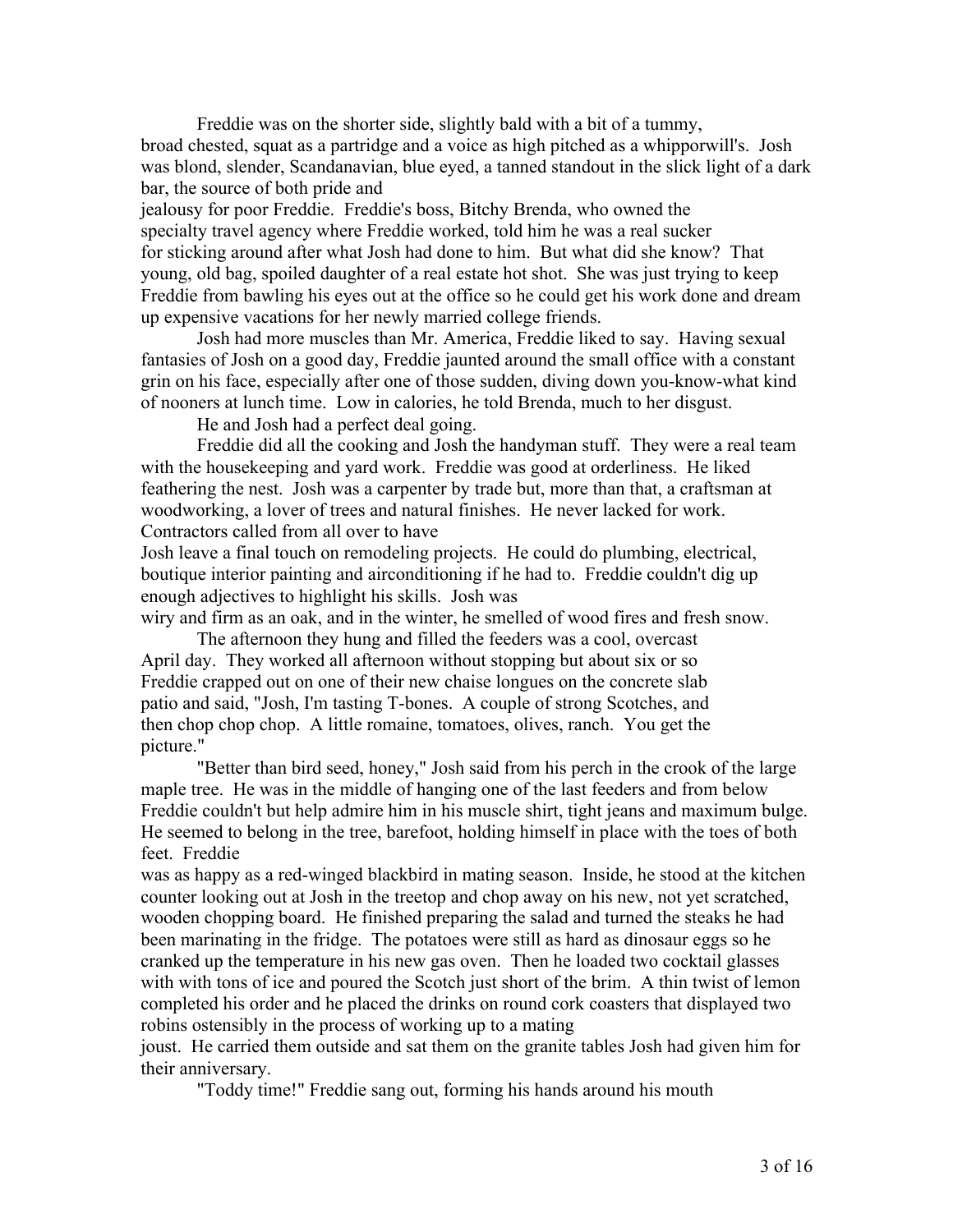Freddie was on the shorter side, slightly bald with a bit of a tummy, broad chested, squat as a partridge and a voice as high pitched as a whipporwill's. Josh was blond, slender, Scandanavian, blue eyed, a tanned standout in the slick light of a dark bar, the source of both pride and jealousy for poor Freddie. Freddie's boss, Bitchy Brenda, who owned the specialty travel agency where Freddie worked, told him he was a real sucker for sticking around after what Josh had done to him. But what did she know? That young, old bag, spoiled daughter of a real estate hot shot. She was just trying to keep Freddie from bawling his eyes out at the office so he could get his work done and dream up expensive vacations for her newly married college friends.

Josh had more muscles than Mr. America, Freddie liked to say. Having sexual fantasies of Josh on a good day, Freddie jaunted around the small office with a constant grin on his face, especially after one of those sudden, diving down you-know-what kind of nooners at lunch time. Low in calories, he told Brenda, much to her disgust.

He and Josh had a perfect deal going.

Freddie did all the cooking and Josh the handyman stuff. They were a real team with the housekeeping and yard work. Freddie was good at orderliness. He liked feathering the nest. Josh was a carpenter by trade but, more than that, a craftsman at woodworking, a lover of trees and natural finishes. He never lacked for work. Contractors called from all over to have Josh leave a final touch on remodeling projects. He could do plumbing, electrical, boutique interior painting and airconditioning if he had to. Freddie couldn't dig up enough adjectives to highlight his skills. Josh was wiry and firm as an oak, and in the winter, he smelled of wood fires and fresh snow.

The afternoon they hung and filled the feeders was a cool, overcast April day. They worked all afternoon without stopping but about six or so Freddie crapped out on one of their new chaise longues on the concrete slab patio and said, "Josh, I'm tasting T-bones. A couple of strong Scotches, and then chop chop chop. A little romaine, tomatoes, olives, ranch. You get the picture."

"Better than bird seed, honey," Josh said from his perch in the crook of the large maple tree. He was in the middle of hanging one of the last feeders and from below Freddie couldn't but help admire him in his muscle shirt, tight jeans and maximum bulge. He seemed to belong in the tree, barefoot, holding himself in place with the toes of both feet. Freddie was as happy as a red-winged blackbird in mating season. Inside, he stood at the kitchen counter looking out at Josh in the treetop and chop away on his new, not yet scratched, wooden chopping board. He finished preparing the salad and turned the steaks he had been marinating in the fridge. The potatoes were still as hard as dinosaur eggs so he cranked up the temperature in his new gas oven. Then he loaded two cocktail glasses with with tons of ice and poured the Scotch just short of the brim. A thin twist of lemon completed his order and he placed the drinks on round cork coasters that displayed two robins ostensibly in the process of working up to a mating joust. He carried them outside and sat them on the granite tables Josh had given him for their anniversary.

"Toddy time!" Freddie sang out, forming his hands around his mouth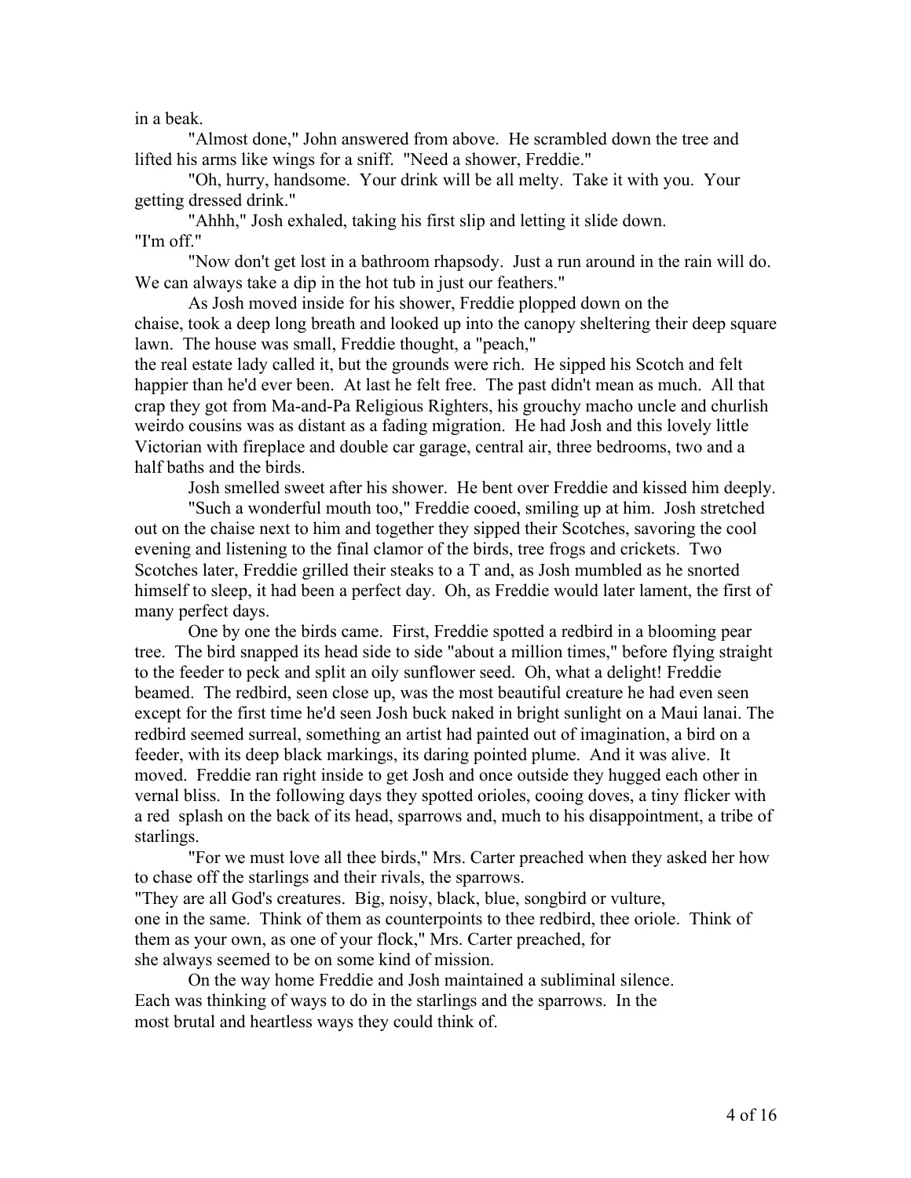in a beak.

"Almost done," John answered from above. He scrambled down the tree and lifted his arms like wings for a sniff. "Need a shower, Freddie."

"Oh, hurry, handsome. Your drink will be all melty. Take it with you. Your getting dressed drink."

"Ahhh," Josh exhaled, taking his first slip and letting it slide down. "I'm off."

"Now don't get lost in a bathroom rhapsody. Just a run around in the rain will do. We can always take a dip in the hot tub in just our feathers."

As Josh moved inside for his shower, Freddie plopped down on the chaise, took a deep long breath and looked up into the canopy sheltering their deep square lawn. The house was small, Freddie thought, a "peach," the real estate lady called it, but the grounds were rich. He sipped his Scotch and felt happier than he'd ever been. At last he felt free. The past didn't mean as much. All that crap they got from Ma-and-Pa Religious Righters, his grouchy macho uncle and churlish weirdo cousins was as distant as a fading migration. He had Josh and this lovely little Victorian with fireplace and double car garage, central air, three bedrooms, two and a half baths and the birds.

Josh smelled sweet after his shower. He bent over Freddie and kissed him deeply.

"Such a wonderful mouth too," Freddie cooed, smiling up at him. Josh stretched out on the chaise next to him and together they sipped their Scotches, savoring the cool evening and listening to the final clamor of the birds, tree frogs and crickets. Two Scotches later, Freddie grilled their steaks to a T and, as Josh mumbled as he snorted himself to sleep, it had been a perfect day. Oh, as Freddie would later lament, the first of many perfect days.

One by one the birds came. First, Freddie spotted a redbird in a blooming pear tree. The bird snapped its head side to side "about a million times," before flying straight to the feeder to peck and split an oily sunflower seed. Oh, what a delight! Freddie beamed. The redbird, seen close up, was the most beautiful creature he had even seen except for the first time he'd seen Josh buck naked in bright sunlight on a Maui lanai. The redbird seemed surreal, something an artist had painted out of imagination, a bird on a feeder, with its deep black markings, its daring pointed plume. And it was alive. It moved. Freddie ran right inside to get Josh and once outside they hugged each other in vernal bliss. In the following days they spotted orioles, cooing doves, a tiny flicker with a red splash on the back of its head, sparrows and, much to his disappointment, a tribe of starlings.

"For we must love all thee birds," Mrs. Carter preached when they asked her how to chase off the starlings and their rivals, the sparrows. "They are all God's creatures. Big, noisy, black, blue, songbird or vulture, one in the same. Think of them as counterpoints to thee redbird, thee oriole. Think of them as your own, as one of your flock," Mrs. Carter preached, for she always seemed to be on some kind of mission.

On the way home Freddie and Josh maintained a subliminal silence. Each was thinking of ways to do in the starlings and the sparrows. In the most brutal and heartless ways they could think of.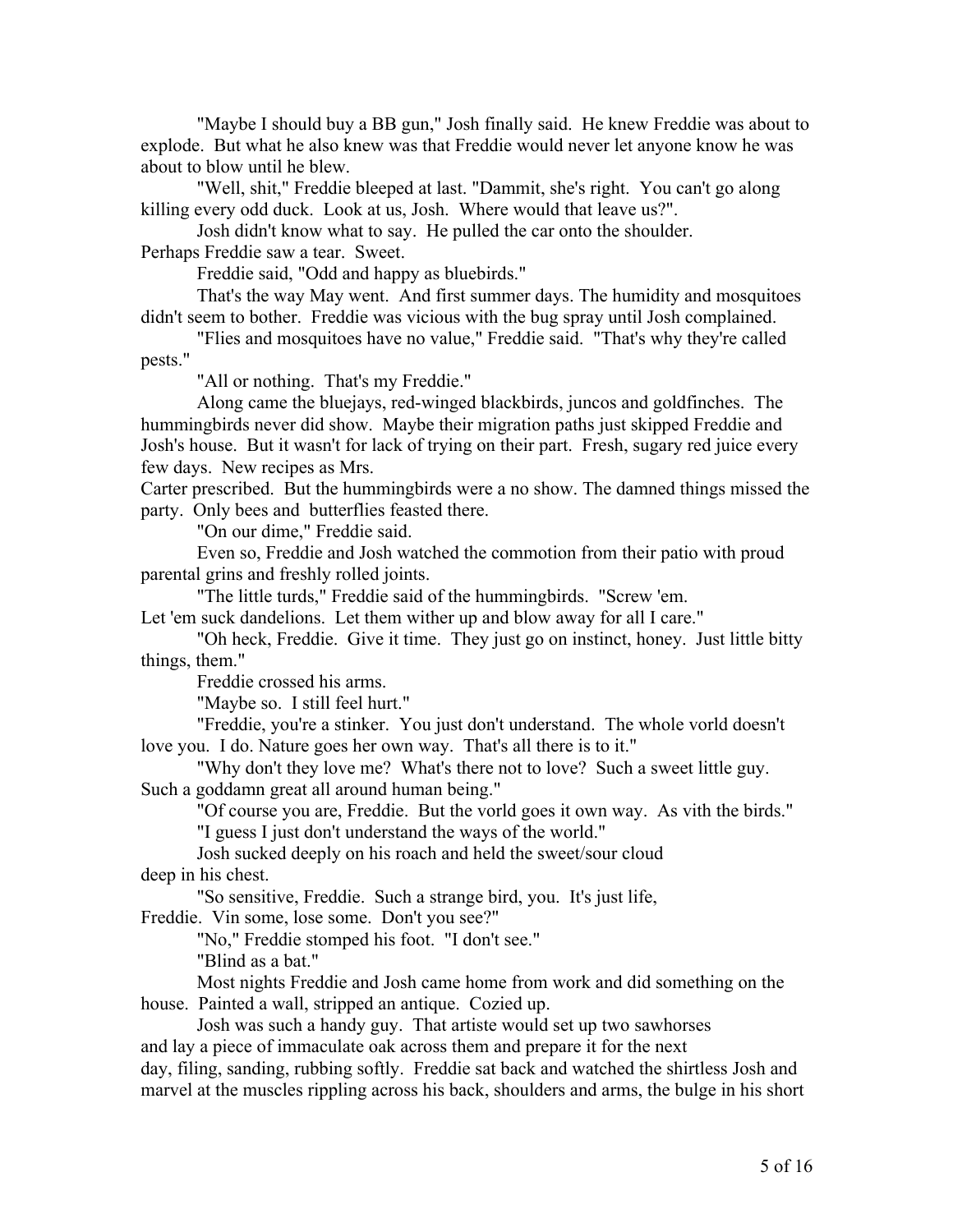"Maybe I should buy a BB gun," Josh finally said. He knew Freddie was about to explode. But what he also knew was that Freddie would never let anyone know he was about to blow until he blew.

"Well, shit," Freddie bleeped at last. "Dammit, she's right. You can't go along killing every odd duck. Look at us, Josh. Where would that leave us?".

Josh didn't know what to say. He pulled the car onto the shoulder. Perhaps Freddie saw a tear. Sweet.

Freddie said, "Odd and happy as bluebirds."

That's the way May went. And first summer days. The humidity and mosquitoes didn't seem to bother. Freddie was vicious with the bug spray until Josh complained.

"Flies and mosquitoes have no value," Freddie said. "That's why they're called pests."

"All or nothing. That's my Freddie."

Along came the bluejays, red-winged blackbirds, juncos and goldfinches. The hummingbirds never did show. Maybe their migration paths just skipped Freddie and Josh's house. But it wasn't for lack of trying on their part. Fresh, sugary red juice every few days. New recipes as Mrs. Carter prescribed. But the hummingbirds were a no show. The damned things missed the party. Only bees and butterflies feasted there.

"On our dime," Freddie said.

Even so, Freddie and Josh watched the commotion from their patio with proud parental grins and freshly rolled joints.

"The little turds," Freddie said of the hummingbirds. "Screw 'em. Let 'em suck dandelions. Let them wither up and blow away for all I care."

"Oh heck, Freddie. Give it time. They just go on instinct, honey. Just little bitty things, them."

Freddie crossed his arms.

"Maybe so. I still feel hurt."

"Freddie, you're a stinker. You just don't understand. The whole vorld doesn't love you. I do. Nature goes her own way. That's all there is to it."

"Why don't they love me? What's there not to love? Such a sweet little guy. Such a goddamn great all around human being."

"Of course you are, Freddie. But the vorld goes it own way. As vith the birds."

"I guess I just don't understand the ways of the world."

Josh sucked deeply on his roach and held the sweet/sour cloud deep in his chest.

"So sensitive, Freddie. Such a strange bird, you. It's just life, Freddie. Vin some, lose some. Don't you see?"

"No," Freddie stomped his foot. "I don't see."

"Blind as a bat."

Most nights Freddie and Josh came home from work and did something on the house. Painted a wall, stripped an antique. Cozied up.

Josh was such a handy guy. That artiste would set up two sawhorses and lay a piece of immaculate oak across them and prepare it for the next day, filing, sanding, rubbing softly. Freddie sat back and watched the shirtless Josh and marvel at the muscles rippling across his back, shoulders and arms, the bulge in his short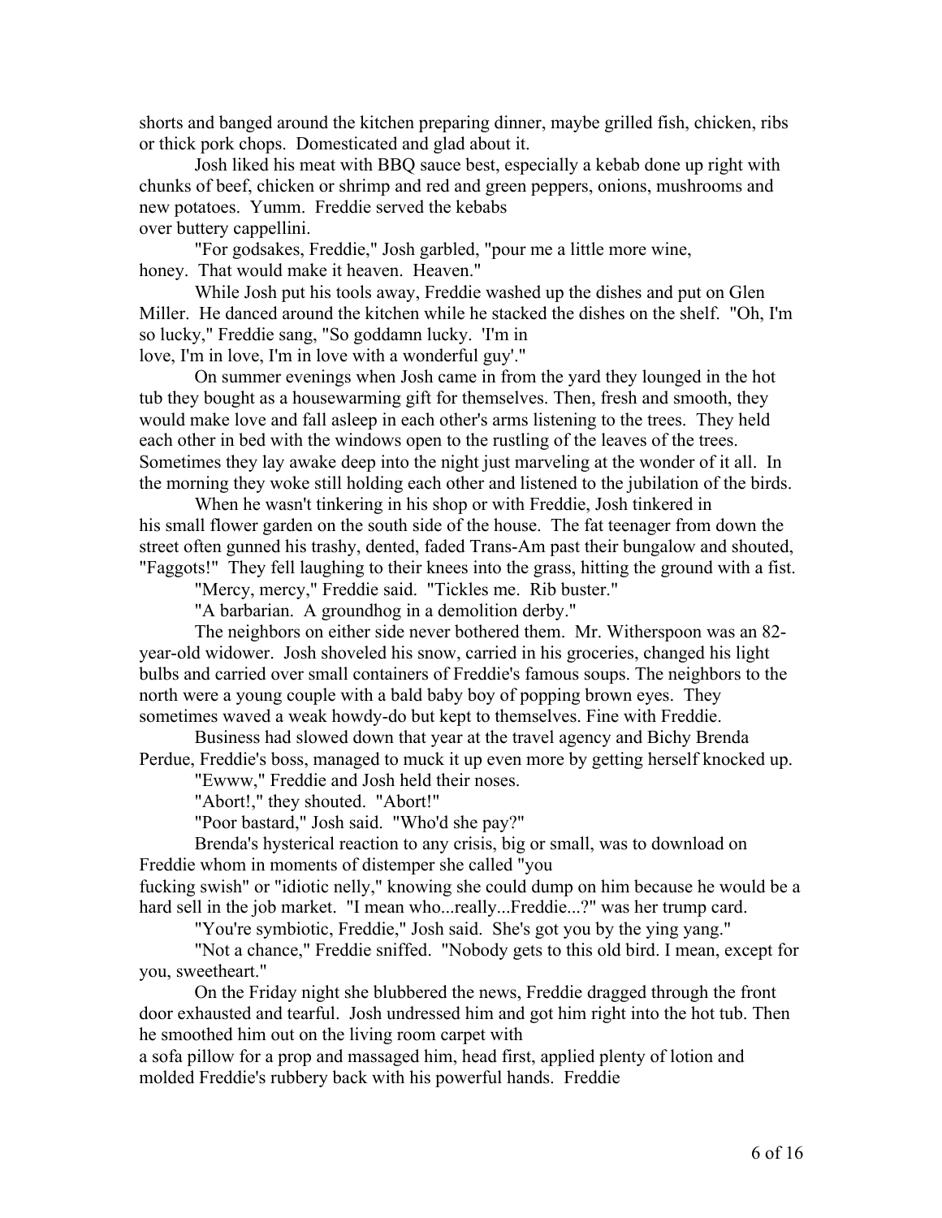shorts and banged around the kitchen preparing dinner, maybe grilled fish, chicken, ribs or thick pork chops. Domesticated and glad about it.

Josh liked his meat with BBQ sauce best, especially a kebab done up right with chunks of beef, chicken or shrimp and red and green peppers, onions, mushrooms and new potatoes. Yumm. Freddie served the kebabs over buttery cappellini.

"For godsakes, Freddie," Josh garbled, "pour me a little more wine, honey. That would make it heaven. Heaven."

While Josh put his tools away, Freddie washed up the dishes and put on Glen Miller. He danced around the kitchen while he stacked the dishes on the shelf. "Oh, I'm so lucky," Freddie sang, "So goddamn lucky. 'I'm in love, I'm in love, I'm in love with a wonderful guy'."

On summer evenings when Josh came in from the yard they lounged in the hot tub they bought as a housewarming gift for themselves. Then, fresh and smooth, they would make love and fall asleep in each other's arms listening to the trees. They held each other in bed with the windows open to the rustling of the leaves of the trees. Sometimes they lay awake deep into the night just marveling at the wonder of it all. In the morning they woke still holding each other and listened to the jubilation of the birds.

When he wasn't tinkering in his shop or with Freddie, Josh tinkered in his small flower garden on the south side of the house. The fat teenager from down the street often gunned his trashy, dented, faded Trans-Am past their bungalow and shouted, "Faggots!" They fell laughing to their knees into the grass, hitting the ground with a fist.

"Mercy, mercy," Freddie said. "Tickles me. Rib buster."

"A barbarian. A groundhog in a demolition derby."

The neighbors on either side never bothered them. Mr. Witherspoon was an 82-year-old widower. Josh shoveled his snow, carried in his groceries, changed his light bulbs and carried over small containers of Freddie's famous soups. The neighbors to the north were a young couple with a bald baby boy of popping brown eyes. They sometimes waved a weak howdy-do but kept to themselves. Fine with Freddie.

Business had slowed down that year at the travel agency and Bichy Brenda Perdue, Freddie's boss, managed to muck it up even more by getting herself knocked up.

"Ewww," Freddie and Josh held their noses.

"Abort!," they shouted. "Abort!"

"Poor bastard," Josh said. "Who'd she pay?"

Brenda's hysterical reaction to any crisis, big or small, was to download on Freddie whom in moments of distemper she called "you fucking swish" or "idiotic nelly," knowing she could dump on him because he would be a hard sell in the job market. "I mean who...really...Freddie...?" was her trump card.

"You're symbiotic, Freddie," Josh said. She's got you by the ying yang."

"Not a chance," Freddie sniffed. "Nobody gets to this old bird. I mean, except for you, sweetheart."

On the Friday night she blubbered the news, Freddie dragged through the front door exhausted and tearful. Josh undressed him and got him right into the hot tub. Then he smoothed him out on the living room carpet with a sofa pillow for a prop and massaged him, head first, applied plenty of lotion and molded Freddie's rubbery back with his powerful hands. Freddie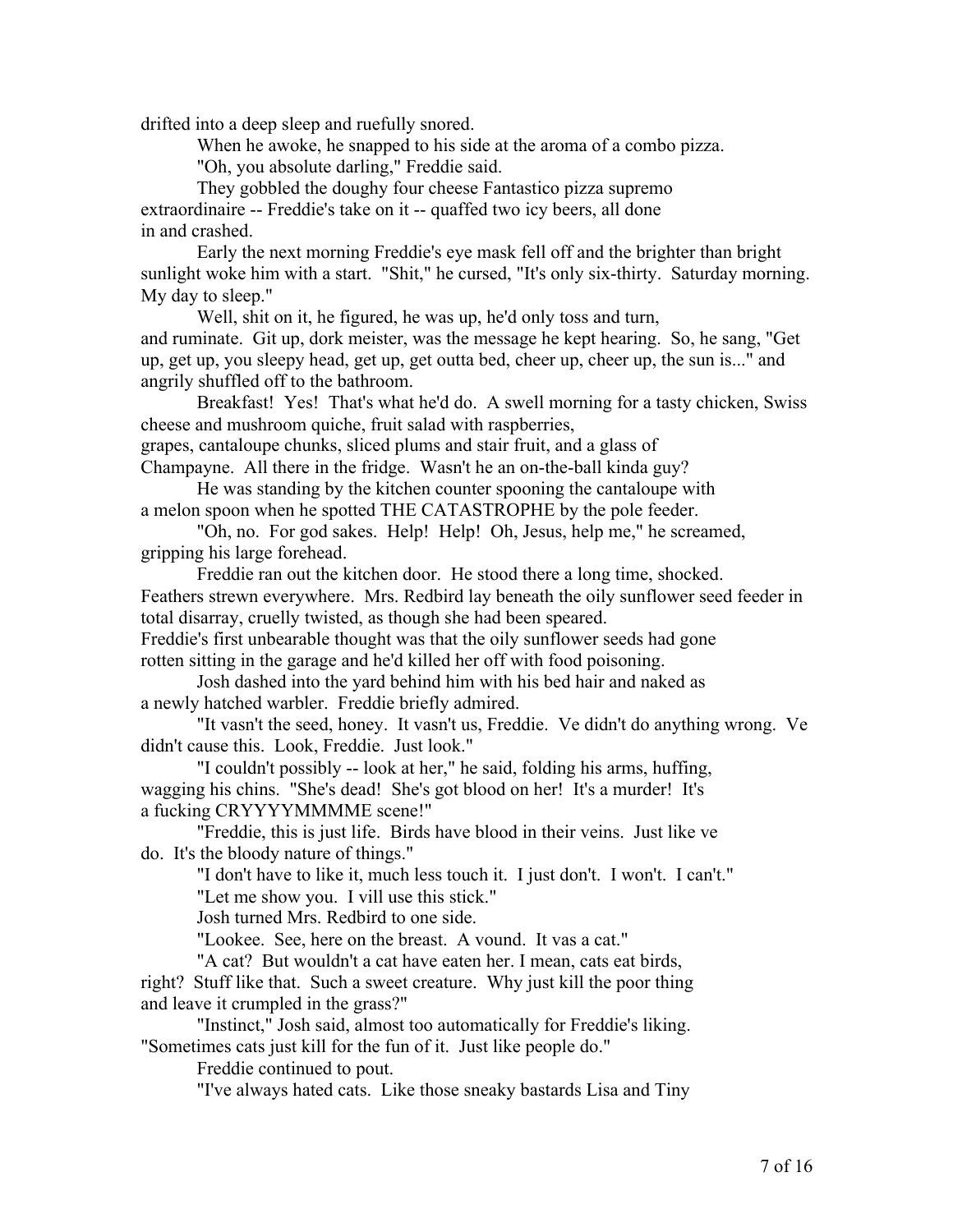drifted into a deep sleep and ruefully snored.

When he awoke, he snapped to his side at the aroma of a combo pizza.

"Oh, you absolute darling," Freddie said.

They gobbled the doughy four cheese Fantastico pizza supremo extraordinaire -- Freddie's take on it -- quaffed two icy beers, all done in and crashed.

Early the next morning Freddie's eye mask fell off and the brighter than bright sunlight woke him with a start. "Shit," he cursed, "It's only six-thirty. Saturday morning. My day to sleep."

Well, shit on it, he figured, he was up, he'd only toss and turn, and ruminate. Git up, dork meister, was the message he kept hearing. So, he sang, "Get up, get up, you sleepy head, get up, get outta bed, cheer up, cheer up, the sun is..." and angrily shuffled off to the bathroom.

Breakfast! Yes! That's what he'd do. A swell morning for a tasty chicken, Swiss cheese and mushroom quiche, fruit salad with raspberries, grapes, cantaloupe chunks, sliced plums and stair fruit, and a glass of Champayne. All there in the fridge. Wasn't he an on-the-ball kinda guy?

He was standing by the kitchen counter spooning the cantaloupe with a melon spoon when he spotted THE CATASTROPHE by the pole feeder.

"Oh, no. For god sakes. Help! Help! Oh, Jesus, help me," he screamed, gripping his large forehead.

Freddie ran out the kitchen door. He stood there a long time, shocked. Feathers strewn everywhere. Mrs. Redbird lay beneath the oily sunflower seed feeder in total disarray, cruelly twisted, as though she had been speared. Freddie's first unbearable thought was that the oily sunflower seeds had gone rotten sitting in the garage and he'd killed her off with food poisoning.

Josh dashed into the yard behind him with his bed hair and naked as a newly hatched warbler. Freddie briefly admired.

"It vasn't the seed, honey. It vasn't us, Freddie. Ve didn't do anything wrong. Ve didn't cause this. Look, Freddie. Just look."

"I couldn't possibly -- look at her," he said, folding his arms, huffing, wagging his chins. "She's dead! She's got blood on her! It's a murder! It's a fucking CRYYYYMMMME scene!"

"Freddie, this is just life. Birds have blood in their veins. Just like ve do. It's the bloody nature of things."

"I don't have to like it, much less touch it. I just don't. I won't. I can't."

"Let me show you. I vill use this stick."

Josh turned Mrs. Redbird to one side.

"Lookee. See, here on the breast. A vound. It vas a cat."

"A cat? But wouldn't a cat have eaten her. I mean, cats eat birds, right? Stuff like that. Such a sweet creature. Why just kill the poor thing and leave it crumpled in the grass?"

"Instinct," Josh said, almost too automatically for Freddie's liking. "Sometimes cats just kill for the fun of it. Just like people do."

Freddie continued to pout.

"I've always hated cats. Like those sneaky bastards Lisa and Tiny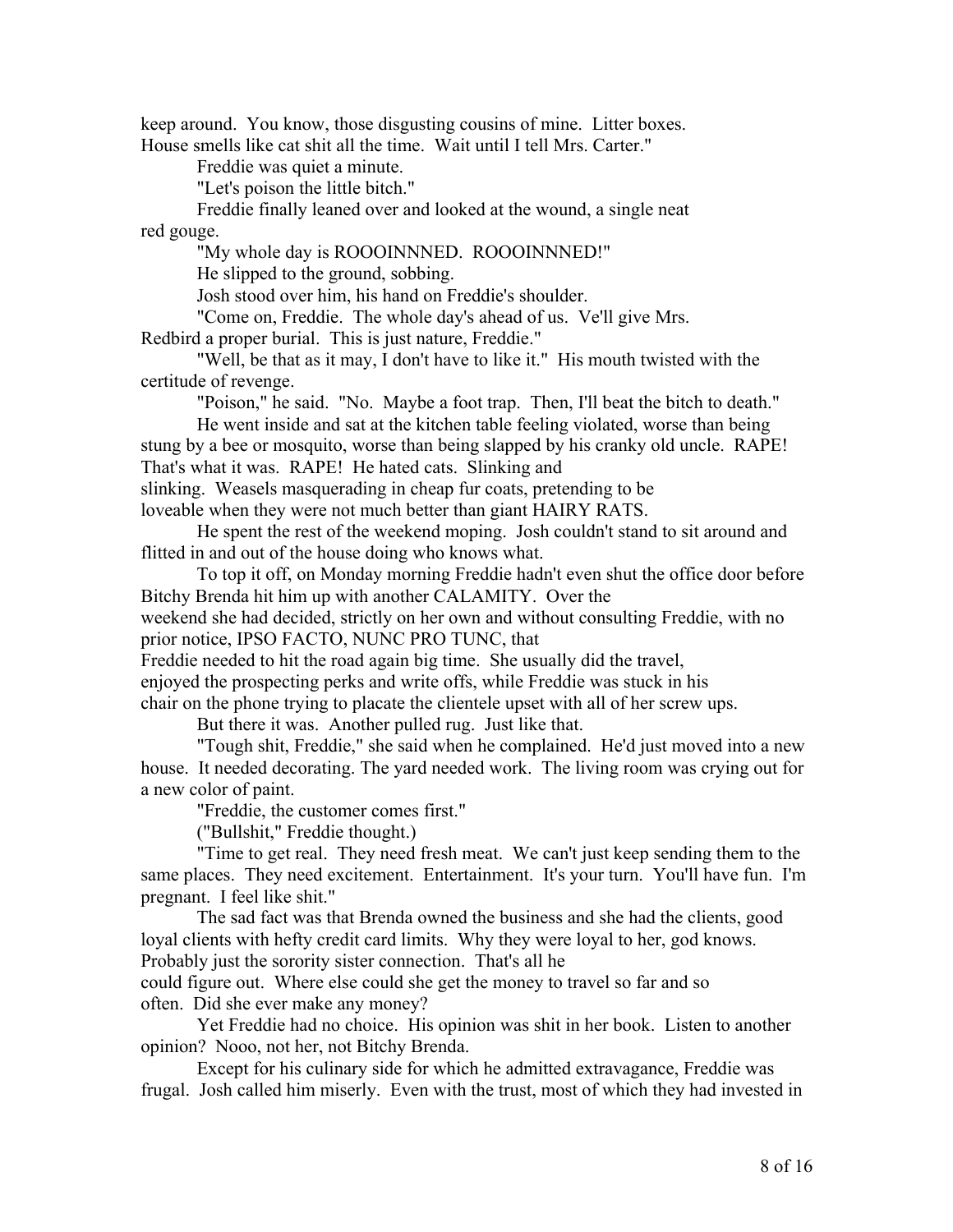keep around. You know, those disgusting cousins of mine. Litter boxes. House smells like cat shit all the time. Wait until I tell Mrs. Carter."

Freddie was quiet a minute.

"Let's poison the little bitch."

Freddie finally leaned over and looked at the wound, a single neat red gouge.

"My whole day is ROOOINNNED. ROOOINNNED!"

He slipped to the ground, sobbing.

Josh stood over him, his hand on Freddie's shoulder.

"Come on, Freddie. The whole day's ahead of us. Ve'll give Mrs. Redbird a proper burial. This is just nature, Freddie."

"Well, be that as it may, I don't have to like it." His mouth twisted with the certitude of revenge.

"Poison," he said. "No. Maybe a foot trap. Then, I'll beat the bitch to death."

He went inside and sat at the kitchen table feeling violated, worse than being stung by a bee or mosquito, worse than being slapped by his cranky old uncle. RAPE! That's what it was. RAPE! He hated cats. Slinking and slinking. Weasels masquerading in cheap fur coats, pretending to be loveable when they were not much better than giant HAIRY RATS.

He spent the rest of the weekend moping. Josh couldn't stand to sit around and flitted in and out of the house doing who knows what.

To top it off, on Monday morning Freddie hadn't even shut the office door before Bitchy Brenda hit him up with another CALAMITY. Over the weekend she had decided, strictly on her own and without consulting Freddie, with no prior notice, IPSO FACTO, NUNC PRO TUNC, that Freddie needed to hit the road again big time. She usually did the travel, enjoyed the prospecting perks and write offs, while Freddie was stuck in his chair on the phone trying to placate the clientele upset with all of her screw ups.

But there it was. Another pulled rug. Just like that.

"Tough shit, Freddie," she said when he complained. He'd just moved into a new house. It needed decorating. The yard needed work. The living room was crying out for a new color of paint.

"Freddie, the customer comes first."

("Bullshit," Freddie thought.)

"Time to get real. They need fresh meat. We can't just keep sending them to the same places. They need excitement. Entertainment. It's your turn. You'll have fun. I'm pregnant. I feel like shit."

The sad fact was that Brenda owned the business and she had the clients, good loyal clients with hefty credit card limits. Why they were loyal to her, god knows. Probably just the sorority sister connection. That's all he could figure out. Where else could she get the money to travel so far and so often. Did she ever make any money?

Yet Freddie had no choice. His opinion was shit in her book. Listen to another opinion? Nooo, not her, not Bitchy Brenda.

Except for his culinary side for which he admitted extravagance, Freddie was frugal. Josh called him miserly. Even with the trust, most of which they had invested in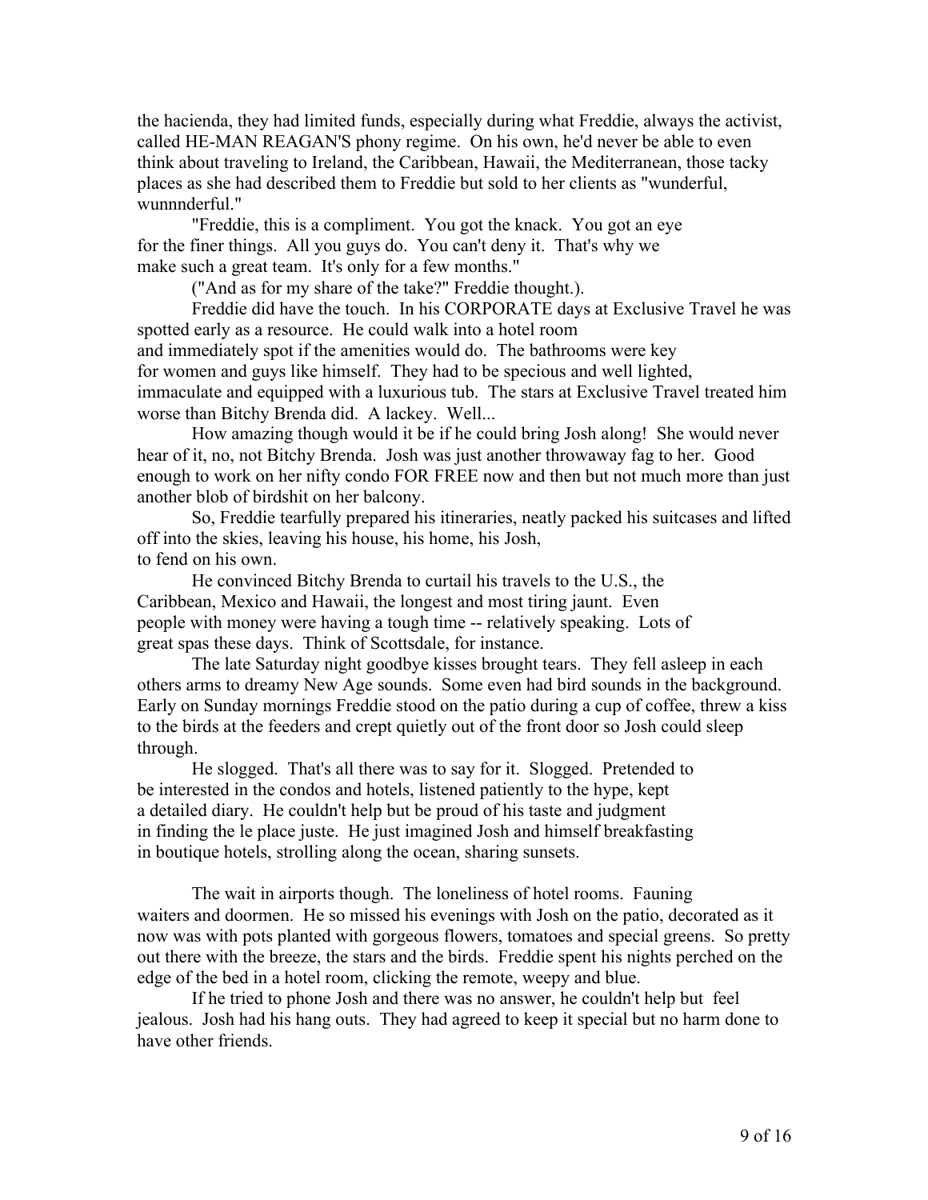the hacienda, they had limited funds, especially during what Freddie, always the activist, called HE-MAN REAGAN'S phony regime. On his own, he'd never be able to even think about traveling to Ireland, the Caribbean, Hawaii, the Mediterranean, those tacky places as she had described them to Freddie but sold to her clients as "wunderful, wunnnderful."

"Freddie, this is a compliment. You got the knack. You got an eye for the finer things. All you guys do. You can't deny it. That's why we make such a great team. It's only for a few months."

("And as for my share of the take?" Freddie thought.).

Freddie did have the touch. In his CORPORATE days at Exclusive Travel he was spotted early as a resource. He could walk into a hotel room and immediately spot if the amenities would do. The bathrooms were key for women and guys like himself. They had to be specious and well lighted, immaculate and equipped with a luxurious tub. The stars at Exclusive Travel treated him worse than Bitchy Brenda did. A lackey. Well...

How amazing though would it be if he could bring Josh along! She would never hear of it, no, not Bitchy Brenda. Josh was just another throwaway fag to her. Good enough to work on her nifty condo FOR FREE now and then but not much more than just another blob of birdshit on her balcony.

So, Freddie tearfully prepared his itineraries, neatly packed his suitcases and lifted off into the skies, leaving his house, his home, his Josh, to fend on his own.

He convinced Bitchy Brenda to curtail his travels to the U.S., the Caribbean, Mexico and Hawaii, the longest and most tiring jaunt. Even people with money were having a tough time -- relatively speaking. Lots of great spas these days. Think of Scottsdale, for instance.

The late Saturday night goodbye kisses brought tears. They fell asleep in each others arms to dreamy New Age sounds. Some even had bird sounds in the background. Early on Sunday mornings Freddie stood on the patio during a cup of coffee, threw a kiss to the birds at the feeders and crept quietly out of the front door so Josh could sleep through.

He slogged. That's all there was to say for it. Slogged. Pretended to be interested in the condos and hotels, listened patiently to the hype, kept a detailed diary. He couldn't help but be proud of his taste and judgment in finding the le place juste. He just imagined Josh and himself breakfasting in boutique hotels, strolling along the ocean, sharing sunsets.

The wait in airports though. The loneliness of hotel rooms. Fauning waiters and doormen. He so missed his evenings with Josh on the patio, decorated as it now was with pots planted with gorgeous flowers, tomatoes and special greens. So pretty out there with the breeze, the stars and the birds. Freddie spent his nights perched on the edge of the bed in a hotel room, clicking the remote, weepy and blue.

If he tried to phone Josh and there was no answer, he couldn't help but feel jealous. Josh had his hang outs. They had agreed to keep it special but no harm done to have other friends.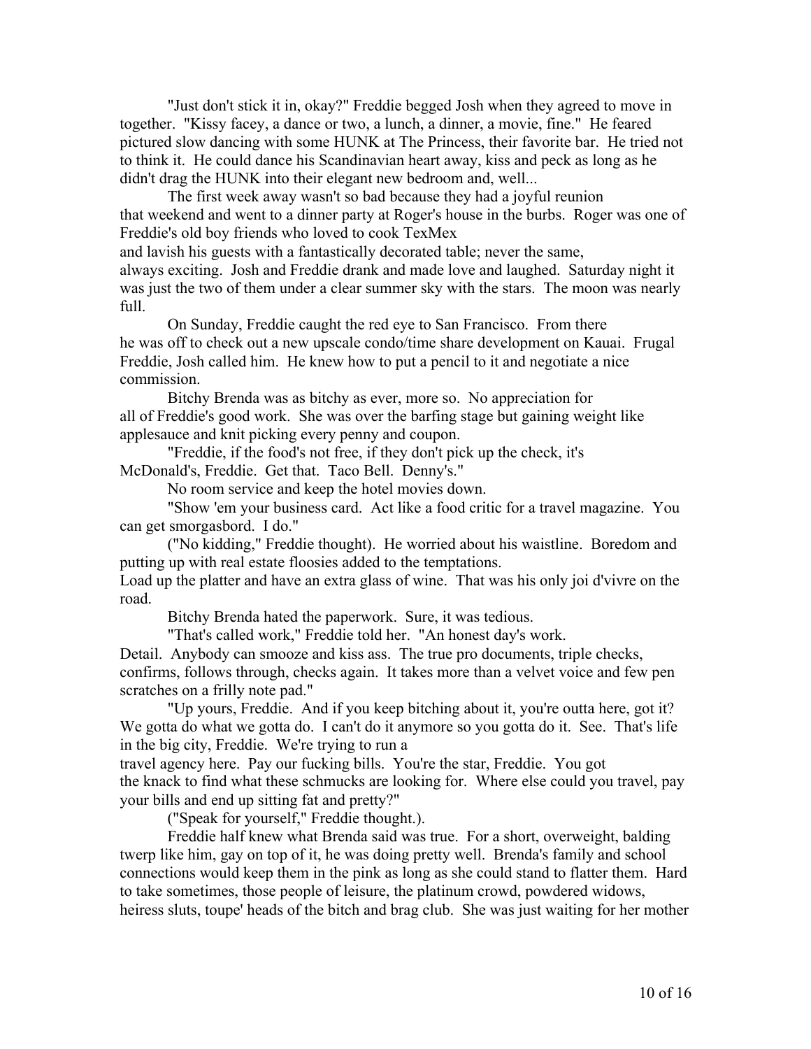"Just don't stick it in, okay?" Freddie begged Josh when they agreed to move in together. "Kissy facey, a dance or two, a lunch, a dinner, a movie, fine." He feared pictured slow dancing with some HUNK at The Princess, their favorite bar. He tried not to think it. He could dance his Scandinavian heart away, kiss and peck as long as he didn't drag the HUNK into their elegant new bedroom and, well...

The first week away wasn't so bad because they had a joyful reunion that weekend and went to a dinner party at Roger's house in the burbs. Roger was one of Freddie's old boy friends who loved to cook TexMex and lavish his guests with a fantastically decorated table; never the same, always exciting. Josh and Freddie drank and made love and laughed. Saturday night it was just the two of them under a clear summer sky with the stars. The moon was nearly full.

On Sunday, Freddie caught the red eye to San Francisco. From there he was off to check out a new upscale condo/time share development on Kauai. Frugal Freddie, Josh called him. He knew how to put a pencil to it and negotiate a nice commission.

Bitchy Brenda was as bitchy as ever, more so. No appreciation for all of Freddie's good work. She was over the barfing stage but gaining weight like applesauce and knit picking every penny and coupon.

"Freddie, if the food's not free, if they don't pick up the check, it's McDonald's, Freddie. Get that. Taco Bell. Denny's."

No room service and keep the hotel movies down.

"Show 'em your business card. Act like a food critic for a travel magazine. You can get smorgasbord. I do."

("No kidding," Freddie thought). He worried about his waistline. Boredom and putting up with real estate floosies added to the temptations. Load up the platter and have an extra glass of wine. That was his only joi d'vivre on the road.

Bitchy Brenda hated the paperwork. Sure, it was tedious.

"That's called work," Freddie told her. "An honest day's work. Detail. Anybody can smooze and kiss ass. The true pro documents, triple checks, confirms, follows through, checks again. It takes more than a velvet voice and few pen scratches on a frilly note pad."

"Up yours, Freddie. And if you keep bitching about it, you're outta here, got it? We gotta do what we gotta do. I can't do it anymore so you gotta do it. See. That's life in the big city, Freddie. We're trying to run a travel agency here. Pay our fucking bills. You're the star, Freddie. You got the knack to find what these schmucks are looking for. Where else could you travel, pay your bills and end up sitting fat and pretty?"

("Speak for yourself," Freddie thought.).

Freddie half knew what Brenda said was true. For a short, overweight, balding twerp like him, gay on top of it, he was doing pretty well. Brenda's family and school connections would keep them in the pink as long as she could stand to flatter them. Hard to take sometimes, those people of leisure, the platinum crowd, powdered widows, heiress sluts, toupe' heads of the bitch and brag club. She was just waiting for her mother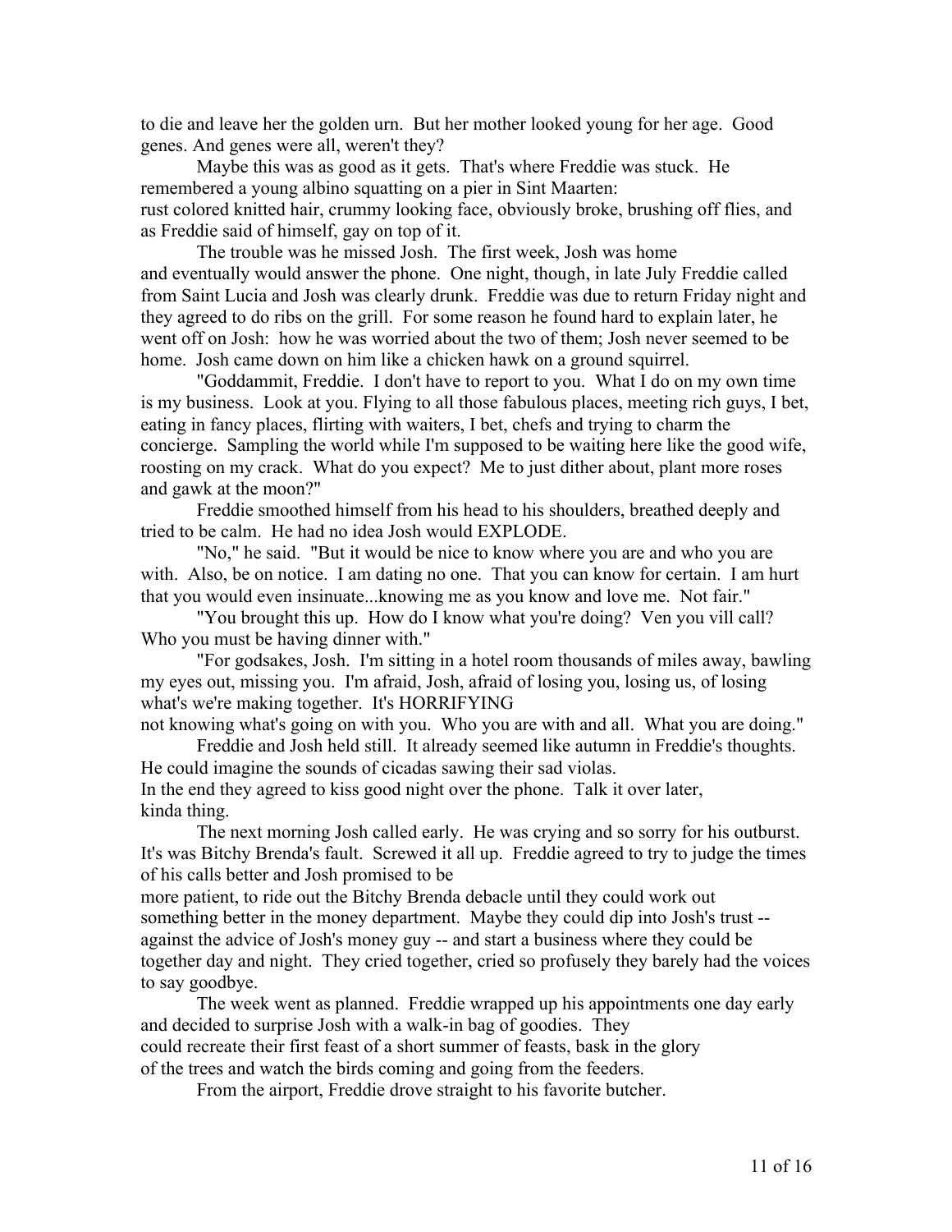to die and leave her the golden urn. But her mother looked young for her age. Good genes. And genes were all, weren't they?

Maybe this was as good as it gets. That's where Freddie was stuck. He remembered a young albino squatting on a pier in Sint Maarten: rust colored knitted hair, crummy looking face, obviously broke, brushing off flies, and as Freddie said of himself, gay on top of it.

The trouble was he missed Josh. The first week, Josh was home and eventually would answer the phone. One night, though, in late July Freddie called from Saint Lucia and Josh was clearly drunk. Freddie was due to return Friday night and they agreed to do ribs on the grill. For some reason he found hard to explain later, he went off on Josh: how he was worried about the two of them; Josh never seemed to be home. Josh came down on him like a chicken hawk on a ground squirrel.

"Goddammit, Freddie. I don't have to report to you. What I do on my own time is my business. Look at you. Flying to all those fabulous places, meeting rich guys, I bet, eating in fancy places, flirting with waiters, I bet, chefs and trying to charm the concierge. Sampling the world while I'm supposed to be waiting here like the good wife, roosting on my crack. What do you expect? Me to just dither about, plant more roses and gawk at the moon?"

Freddie smoothed himself from his head to his shoulders, breathed deeply and tried to be calm. He had no idea Josh would EXPLODE.

"No," he said. "But it would be nice to know where you are and who you are with. Also, be on notice. I am dating no one. That you can know for certain. I am hurt that you would even insinuate...knowing me as you know and love me. Not fair."

"You brought this up. How do I know what you're doing? Ven you vill call? Who you must be having dinner with."

"For godsakes, Josh. I'm sitting in a hotel room thousands of miles away, bawling my eyes out, missing you. I'm afraid, Josh, afraid of losing you, losing us, of losing what's we're making together. It's HORRIFYING not knowing what's going on with you. Who you are with and all. What you are doing."

Freddie and Josh held still. It already seemed like autumn in Freddie's thoughts. He could imagine the sounds of cicadas sawing their sad violas. In the end they agreed to kiss good night over the phone. Talk it over later, kinda thing.

The next morning Josh called early. He was crying and so sorry for his outburst. It's was Bitchy Brenda's fault. Screwed it all up. Freddie agreed to try to judge the times of his calls better and Josh promised to be more patient, to ride out the Bitchy Brenda debacle until they could work out something better in the money department. Maybe they could dip into Josh's trust -- against the advice of Josh's money guy -- and start a business where they could be together day and night. They cried together, cried so profusely they barely had the voices to say goodbye.

The week went as planned. Freddie wrapped up his appointments one day early and decided to surprise Josh with a walk-in bag of goodies. They could recreate their first feast of a short summer of feasts, bask in the glory of the trees and watch the birds coming and going from the feeders.

From the airport, Freddie drove straight to his favorite butcher.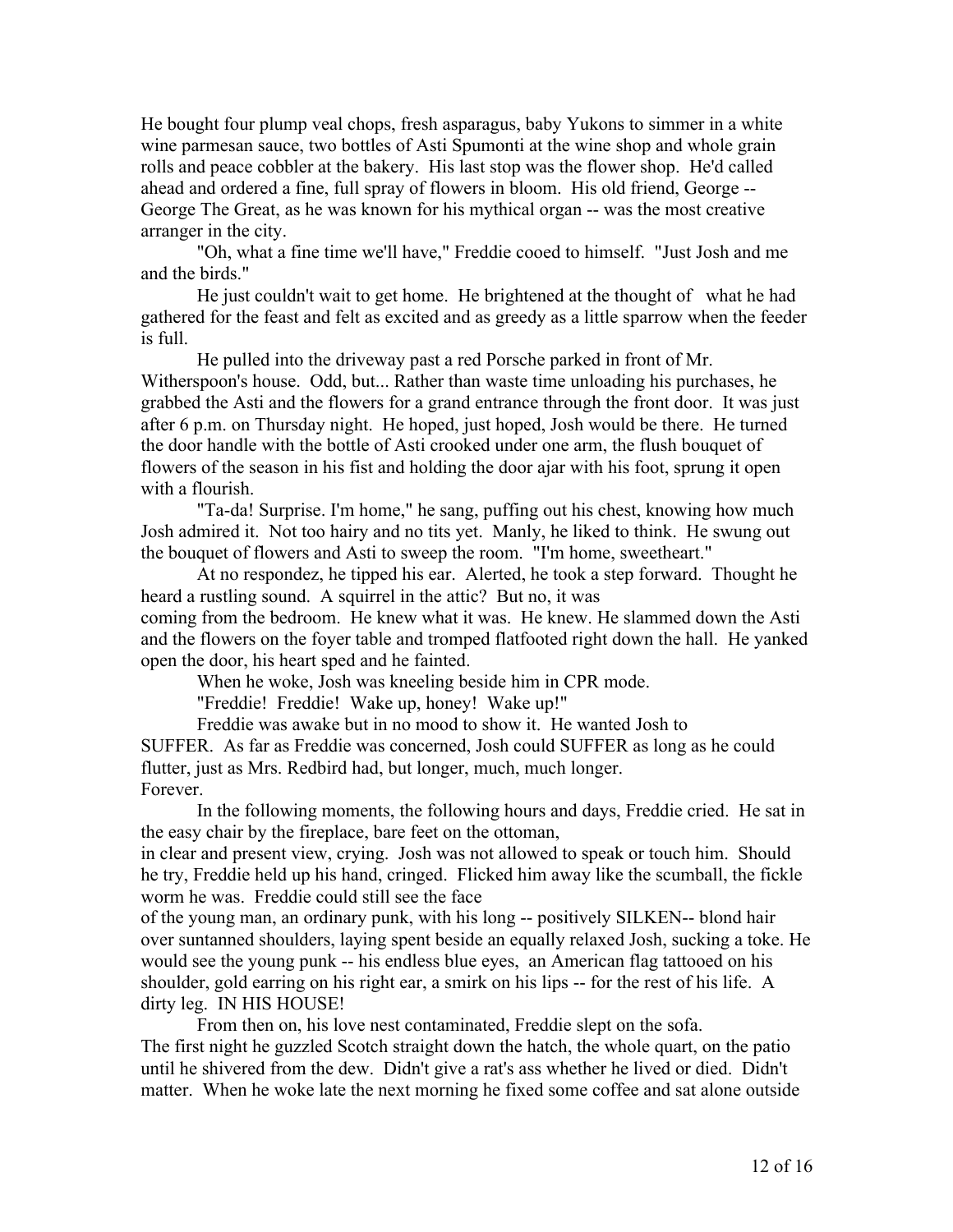He bought four plump veal chops, fresh asparagus, baby Yukons to simmer in a white wine parmesan sauce, two bottles of Asti Spumonti at the wine shop and whole grain rolls and peace cobbler at the bakery. His last stop was the flower shop. He'd called ahead and ordered a fine, full spray of flowers in bloom. His old friend, George -- George The Great, as he was known for his mythical organ -- was the most creative arranger in the city.

"Oh, what a fine time we'll have," Freddie cooed to himself. "Just Josh and me and the birds."

He just couldn't wait to get home. He brightened at the thought of what he had gathered for the feast and felt as excited and as greedy as a little sparrow when the feeder is full.

He pulled into the driveway past a red Porsche parked in front of Mr. Witherspoon's house. Odd, but... Rather than waste time unloading his purchases, he grabbed the Asti and the flowers for a grand entrance through the front door. It was just after 6 p.m. on Thursday night. He hoped, just hoped, Josh would be there. He turned the door handle with the bottle of Asti crooked under one arm, the flush bouquet of flowers of the season in his fist and holding the door ajar with his foot, sprung it open with a flourish.

"Ta-da! Surprise. I'm home," he sang, puffing out his chest, knowing how much Josh admired it. Not too hairy and no tits yet. Manly, he liked to think. He swung out the bouquet of flowers and Asti to sweep the room. "I'm home, sweetheart."

At no respondez, he tipped his ear. Alerted, he took a step forward. Thought he heard a rustling sound. A squirrel in the attic? But no, it was coming from the bedroom. He knew what it was. He knew. He slammed down the Asti and the flowers on the foyer table and tromped flatfooted right down the hall. He yanked open the door, his heart sped and he fainted.

When he woke, Josh was kneeling beside him in CPR mode.

"Freddie! Freddie! Wake up, honey! Wake up!"

Freddie was awake but in no mood to show it. He wanted Josh to SUFFER. As far as Freddie was concerned, Josh could SUFFER as long as he could flutter, just as Mrs. Redbird had, but longer, much, much longer. Forever.

In the following moments, the following hours and days, Freddie cried. He sat in the easy chair by the fireplace, bare feet on the ottoman, in clear and present view, crying. Josh was not allowed to speak or touch him. Should he try, Freddie held up his hand, cringed. Flicked him away like the scumball, the fickle worm he was. Freddie could still see the face of the young man, an ordinary punk, with his long -- positively SILKEN-- blond hair over suntanned shoulders, laying spent beside an equally relaxed Josh, sucking a toke. He would see the young punk -- his endless blue eyes, an American flag tattooed on his shoulder, gold earring on his right ear, a smirk on his lips -- for the rest of his life. A dirty leg. IN HIS HOUSE!

From then on, his love nest contaminated, Freddie slept on the sofa. The first night he guzzled Scotch straight down the hatch, the whole quart, on the patio until he shivered from the dew. Didn't give a rat's ass whether he lived or died. Didn't matter. When he woke late the next morning he fixed some coffee and sat alone outside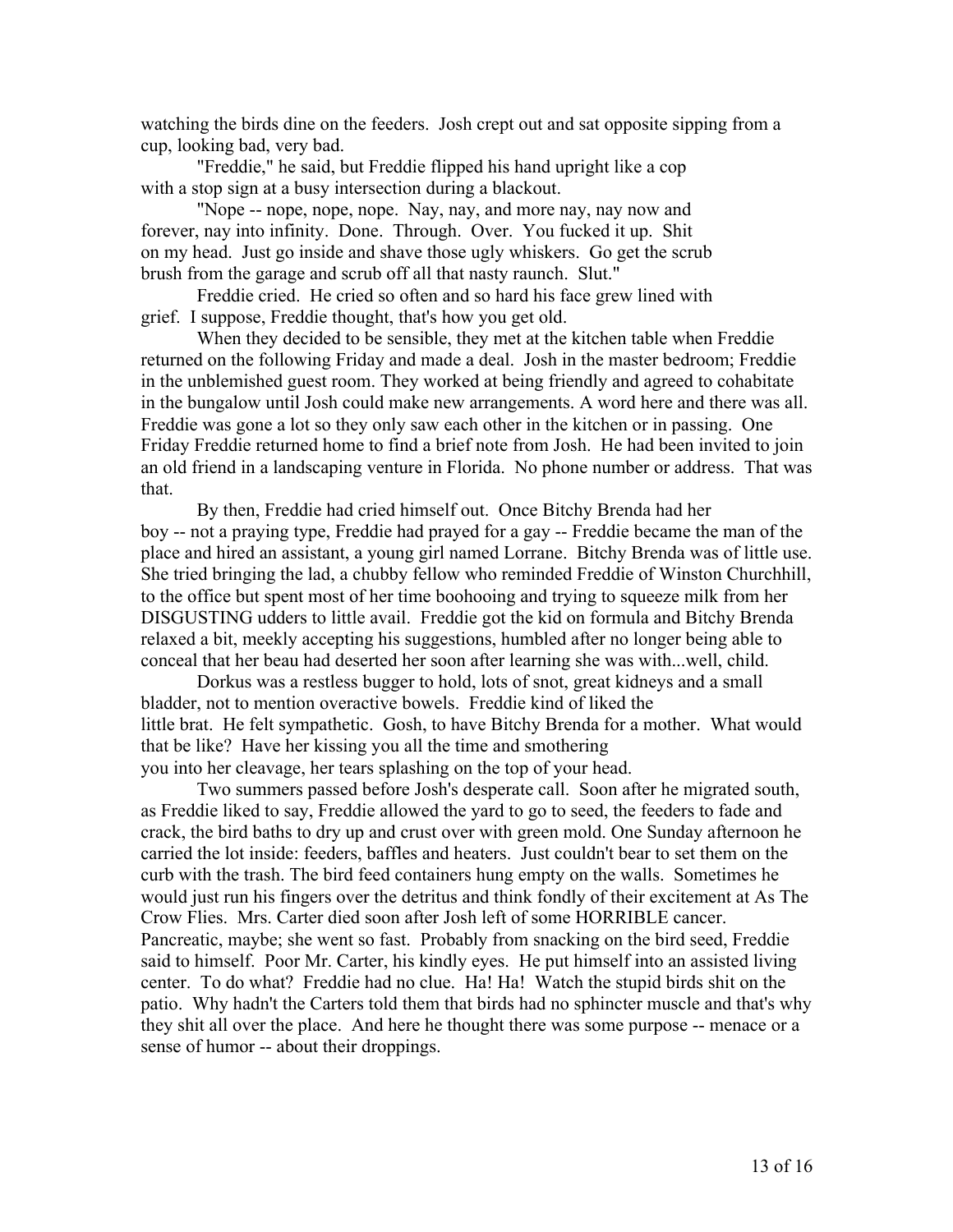watching the birds dine on the feeders. Josh crept out and sat opposite sipping from a cup, looking bad, very bad.

"Freddie," he said, but Freddie flipped his hand upright like a cop with a stop sign at a busy intersection during a blackout.

"Nope -- nope, nope, nope. Nay, nay, and more nay, nay now and forever, nay into infinity. Done. Through. Over. You fucked it up. Shit on my head. Just go inside and shave those ugly whiskers. Go get the scrub brush from the garage and scrub off all that nasty raunch. Slut."

Freddie cried. He cried so often and so hard his face grew lined with grief. I suppose, Freddie thought, that's how you get old.

When they decided to be sensible, they met at the kitchen table when Freddie returned on the following Friday and made a deal. Josh in the master bedroom; Freddie in the unblemished guest room. They worked at being friendly and agreed to cohabitate in the bungalow until Josh could make new arrangements. A word here and there was all. Freddie was gone a lot so they only saw each other in the kitchen or in passing. One Friday Freddie returned home to find a brief note from Josh. He had been invited to join an old friend in a landscaping venture in Florida. No phone number or address. That was that.

By then, Freddie had cried himself out. Once Bitchy Brenda had her boy -- not a praying type, Freddie had prayed for a gay -- Freddie became the man of the place and hired an assistant, a young girl named Lorrane. Bitchy Brenda was of little use. She tried bringing the lad, a chubby fellow who reminded Freddie of Winston Churchhill, to the office but spent most of her time boohooing and trying to squeeze milk from her DISGUSTING udders to little avail. Freddie got the kid on formula and Bitchy Brenda relaxed a bit, meekly accepting his suggestions, humbled after no longer being able to conceal that her beau had deserted her soon after learning she was with...well, child.

Dorkus was a restless bugger to hold, lots of snot, great kidneys and a small bladder, not to mention overactive bowels. Freddie kind of liked the little brat. He felt sympathetic. Gosh, to have Bitchy Brenda for a mother. What would that be like? Have her kissing you all the time and smothering you into her cleavage, her tears splashing on the top of your head.

Two summers passed before Josh's desperate call. Soon after he migrated south, as Freddie liked to say, Freddie allowed the yard to go to seed, the feeders to fade and crack, the bird baths to dry up and crust over with green mold. One Sunday afternoon he carried the lot inside: feeders, baffles and heaters. Just couldn't bear to set them on the curb with the trash. The bird feed containers hung empty on the walls. Sometimes he would just run his fingers over the detritus and think fondly of their excitement at As The Crow Flies. Mrs. Carter died soon after Josh left of some HORRIBLE cancer. Pancreatic, maybe; she went so fast. Probably from snacking on the bird seed, Freddie said to himself. Poor Mr. Carter, his kindly eyes. He put himself into an assisted living center. To do what? Freddie had no clue. Ha! Ha! Watch the stupid birds shit on the patio. Why hadn't the Carters told them that birds had no sphincter muscle and that's why they shit all over the place. And here he thought there was some purpose -- menace or a sense of humor -- about their droppings.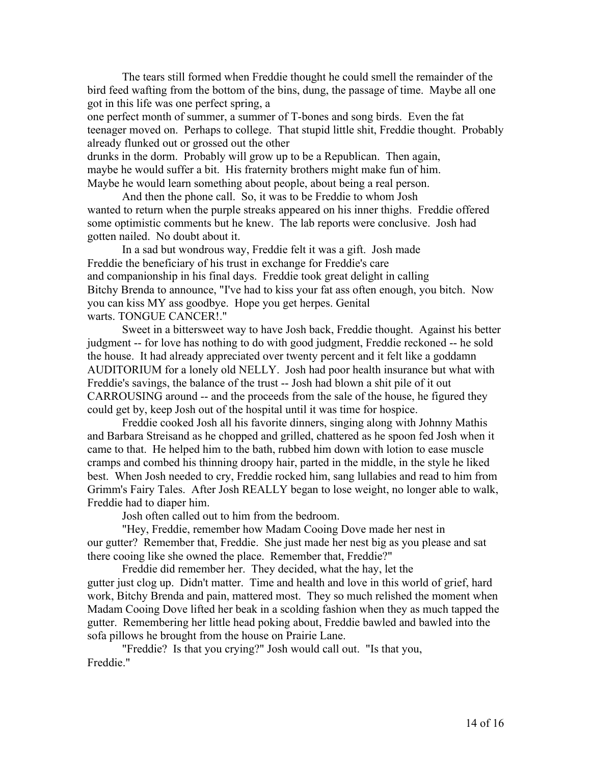The tears still formed when Freddie thought he could smell the remainder of the bird feed wafting from the bottom of the bins, dung, the passage of time. Maybe all one got in this life was one perfect spring, a one perfect month of summer, a summer of T-bones and song birds. Even the fat teenager moved on. Perhaps to college. That stupid little shit, Freddie thought. Probably already flunked out or grossed out the other drunks in the dorm. Probably will grow up to be a Republican. Then again, maybe he would suffer a bit. His fraternity brothers might make fun of him. Maybe he would learn something about people, about being a real person.

And then the phone call. So, it was to be Freddie to whom Josh wanted to return when the purple streaks appeared on his inner thighs. Freddie offered some optimistic comments but he knew. The lab reports were conclusive. Josh had gotten nailed. No doubt about it.

In a sad but wondrous way, Freddie felt it was a gift. Josh made Freddie the beneficiary of his trust in exchange for Freddie's care and companionship in his final days. Freddie took great delight in calling Bitchy Brenda to announce, "I've had to kiss your fat ass often enough, you bitch. Now you can kiss MY ass goodbye. Hope you get herpes. Genital warts. TONGUE CANCER!."

Sweet in a bittersweet way to have Josh back, Freddie thought. Against his better judgment -- for love has nothing to do with good judgment, Freddie reckoned -- he sold the house. It had already appreciated over twenty percent and it felt like a goddamn AUDITORIUM for a lonely old NELLY. Josh had poor health insurance but what with Freddie's savings, the balance of the trust -- Josh had blown a shit pile of it out CARROUSING around -- and the proceeds from the sale of the house, he figured they could get by, keep Josh out of the hospital until it was time for hospice.

Freddie cooked Josh all his favorite dinners, singing along with Johnny Mathis and Barbara Streisand as he chopped and grilled, chattered as he spoon fed Josh when it came to that. He helped him to the bath, rubbed him down with lotion to ease muscle cramps and combed his thinning droopy hair, parted in the middle, in the style he liked best. When Josh needed to cry, Freddie rocked him, sang lullabies and read to him from Grimm's Fairy Tales. After Josh REALLY began to lose weight, no longer able to walk, Freddie had to diaper him.

Josh often called out to him from the bedroom.

"Hey, Freddie, remember how Madam Cooing Dove made her nest in our gutter? Remember that, Freddie. She just made her nest big as you please and sat there cooing like she owned the place. Remember that, Freddie?"

Freddie did remember her. They decided, what the hay, let the gutter just clog up. Didn't matter. Time and health and love in this world of grief, hard work, Bitchy Brenda and pain, mattered most. They so much relished the moment when Madam Cooing Dove lifted her beak in a scolding fashion when they as much tapped the gutter. Remembering her little head poking about, Freddie bawled and bawled into the sofa pillows he brought from the house on Prairie Lane.

"Freddie? Is that you crying?" Josh would call out. "Is that you, Freddie."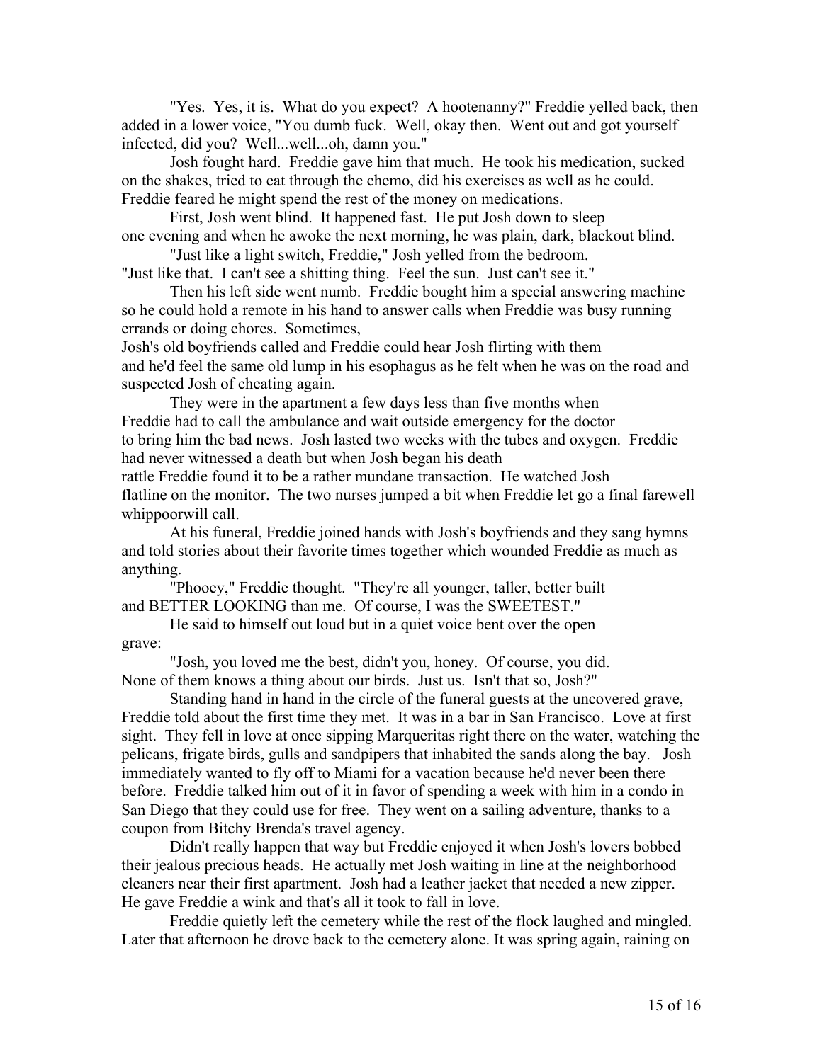"Yes. Yes, it is. What do you expect? A hootenanny?" Freddie yelled back, then added in a lower voice, "You dumb fuck. Well, okay then. Went out and got yourself infected, did you? Well...well...oh, damn you."

Josh fought hard. Freddie gave him that much. He took his medication, sucked on the shakes, tried to eat through the chemo, did his exercises as well as he could. Freddie feared he might spend the rest of the money on medications.

First, Josh went blind. It happened fast. He put Josh down to sleep one evening and when he awoke the next morning, he was plain, dark, blackout blind.

"Just like a light switch, Freddie," Josh yelled from the bedroom. "Just like that. I can't see a shitting thing. Feel the sun. Just can't see it."

Then his left side went numb. Freddie bought him a special answering machine so he could hold a remote in his hand to answer calls when Freddie was busy running errands or doing chores. Sometimes, Josh's old boyfriends called and Freddie could hear Josh flirting with them and he'd feel the same old lump in his esophagus as he felt when he was on the road and suspected Josh of cheating again.

They were in the apartment a few days less than five months when Freddie had to call the ambulance and wait outside emergency for the doctor to bring him the bad news. Josh lasted two weeks with the tubes and oxygen. Freddie had never witnessed a death but when Josh began his death rattle Freddie found it to be a rather mundane transaction. He watched Josh flatline on the monitor. The two nurses jumped a bit when Freddie let go a final farewell whippoorwill call.

At his funeral, Freddie joined hands with Josh's boyfriends and they sang hymns and told stories about their favorite times together which wounded Freddie as much as anything.

"Phooey," Freddie thought. "They're all younger, taller, better built and BETTER LOOKING than me. Of course, I was the SWEETEST."

He said to himself out loud but in a quiet voice bent over the open grave:

"Josh, you loved me the best, didn't you, honey. Of course, you did. None of them knows a thing about our birds. Just us. Isn't that so, Josh?"

Standing hand in hand in the circle of the funeral guests at the uncovered grave, Freddie told about the first time they met. It was in a bar in San Francisco. Love at first sight. They fell in love at once sipping Marqueritas right there on the water, watching the pelicans, frigate birds, gulls and sandpipers that inhabited the sands along the bay. Josh immediately wanted to fly off to Miami for a vacation because he'd never been there before. Freddie talked him out of it in favor of spending a week with him in a condo in San Diego that they could use for free. They went on a sailing adventure, thanks to a coupon from Bitchy Brenda's travel agency.

Didn't really happen that way but Freddie enjoyed it when Josh's lovers bobbed their jealous precious heads. He actually met Josh waiting in line at the neighborhood cleaners near their first apartment. Josh had a leather jacket that needed a new zipper. He gave Freddie a wink and that's all it took to fall in love.

Freddie quietly left the cemetery while the rest of the flock laughed and mingled. Later that afternoon he drove back to the cemetery alone. It was spring again, raining on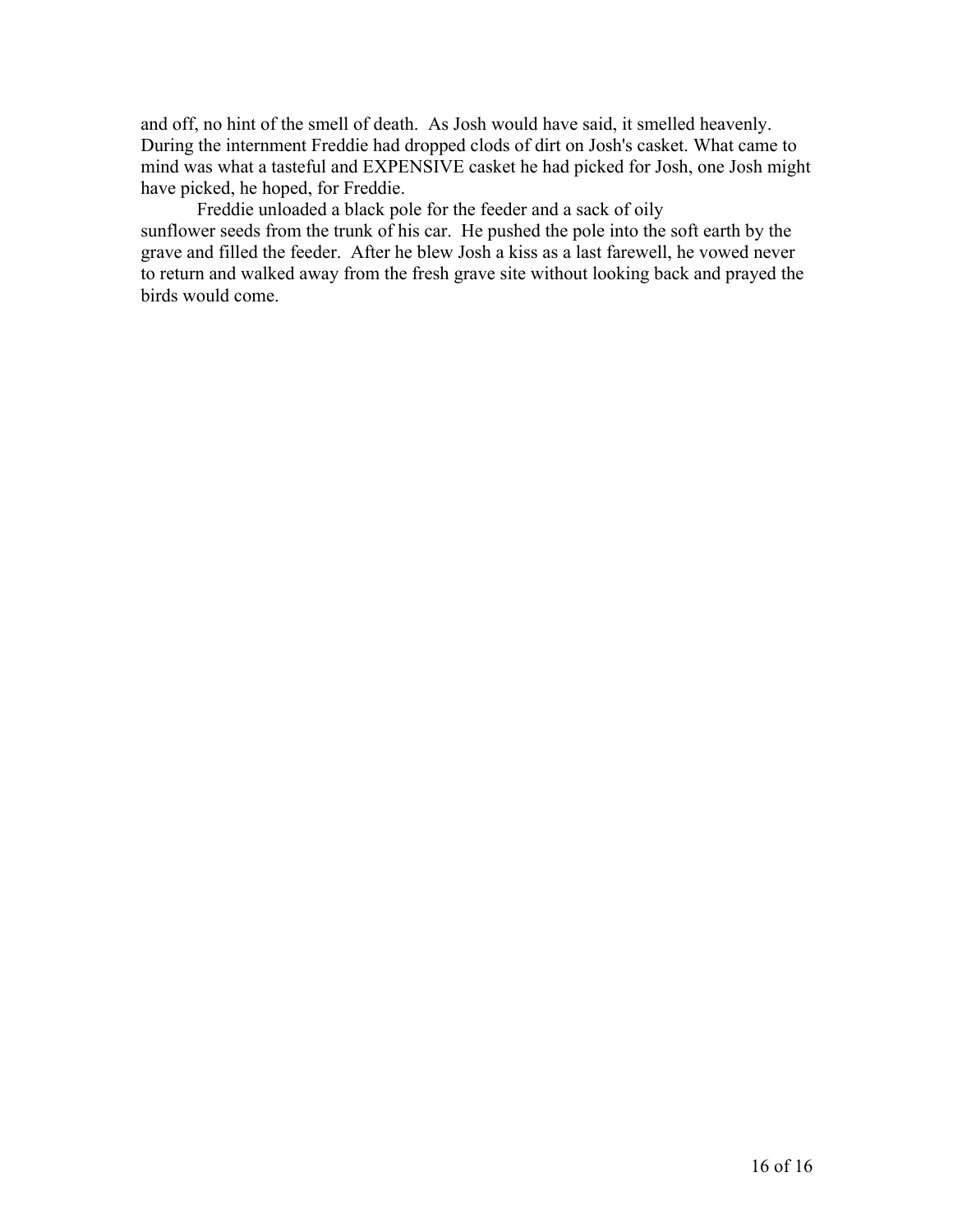and off, no hint of the smell of death. As Josh would have said, it smelled heavenly. During the internment Freddie had dropped clods of dirt on Josh's casket. What came to mind was what a tasteful and EXPENSIVE casket he had picked for Josh, one Josh might have picked, he hoped, for Freddie.

Freddie unloaded a black pole for the feeder and a sack of oily sunflower seeds from the trunk of his car. He pushed the pole into the soft earth by the grave and filled the feeder. After he blew Josh a kiss as a last farewell, he vowed never to return and walked away from the fresh grave site without looking back and prayed the birds would come.